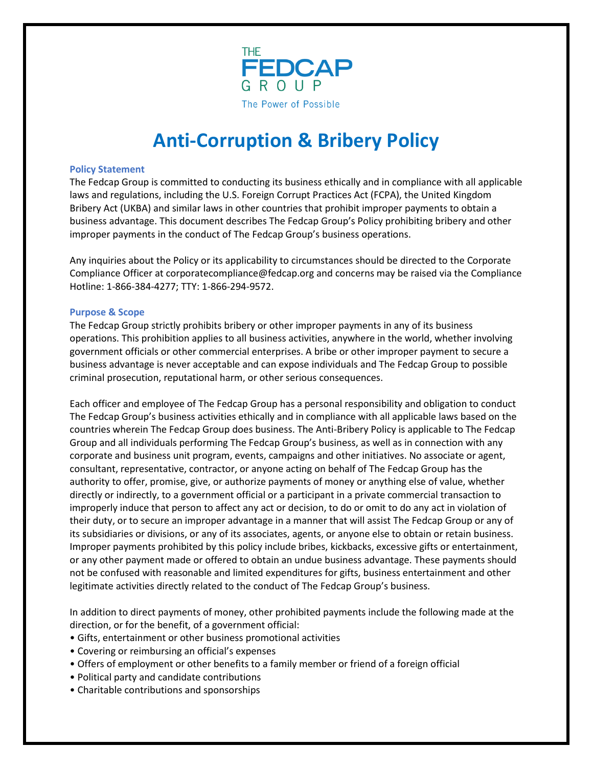THE FEDCAP GROUP

The Power of Possible

# Anti-Corruption & Bribery Policy

## Policy Statement

The Fedcap Group is committed to conducting its business ethically and in compliance with all applicable laws and regulations, including the U.S. Foreign Corrupt Practices Act (FCPA), the United Kingdom Bribery Act (UKBA) and similar laws in other countries that prohibit improper payments to obtain a business advantage. This document describes The Fedcap Group's Policy prohibiting bribery and other improper payments in the conduct of The Fedcap Group's business operations.

Any inquiries about the Policy or its applicability to circumstances should be directed to the Corporate Compliance Officer at corporatecompliance@fedcap.org and concerns may be raised via the Compliance Hotline: 1-866-384-4277; TTY: 1-866-294-9572.

## Purpose & Scope

The Fedcap Group strictly prohibits bribery or other improper payments in any of its business operations. This prohibition applies to all business activities, anywhere in the world, whether involving government officials or other commercial enterprises. A bribe or other improper payment to secure a business advantage is never acceptable and can expose individuals and The Fedcap Group to possible criminal prosecution, reputational harm, or other serious consequences.

Each officer and employee of The Fedcap Group has a personal responsibility and obligation to conduct The Fedcap Group's business activities ethically and in compliance with all applicable laws based on the countries wherein The Fedcap Group does business. The Anti-Bribery Policy is applicable to The Fedcap Group and all individuals performing The Fedcap Group's business, as well as in connection with any corporate and business unit program, events, campaigns and other initiatives. No associate or agent, consultant, representative, contractor, or anyone acting on behalf of The Fedcap Group has the authority to offer, promise, give, or authorize payments of money or anything else of value, whether directly or indirectly, to a government official or a participant in a private commercial transaction to improperly induce that person to affect any act or decision, to do or omit to do any act in violation of their duty, or to secure an improper advantage in a manner that will assist The Fedcap Group or any of its subsidiaries or divisions, or any of its associates, agents, or anyone else to obtain or retain business. Improper payments prohibited by this policy include bribes, kickbacks, excessive gifts or entertainment, or any other payment made or offered to obtain an undue business advantage. These payments should not be confused with reasonable and limited expenditures for gifts, business entertainment and other legitimate activities directly related to the conduct of The Fedcap Group's business.

In addition to direct payments of money, other prohibited payments include the following made at the direction, or for the benefit, of a government official:

- Gifts, entertainment or other business promotional activities
- Covering or reimbursing an official's expenses
- Offers of employment or other benefits to a family member or friend of a foreign official
- Political party and candidate contributions
- Charitable contributions and sponsorships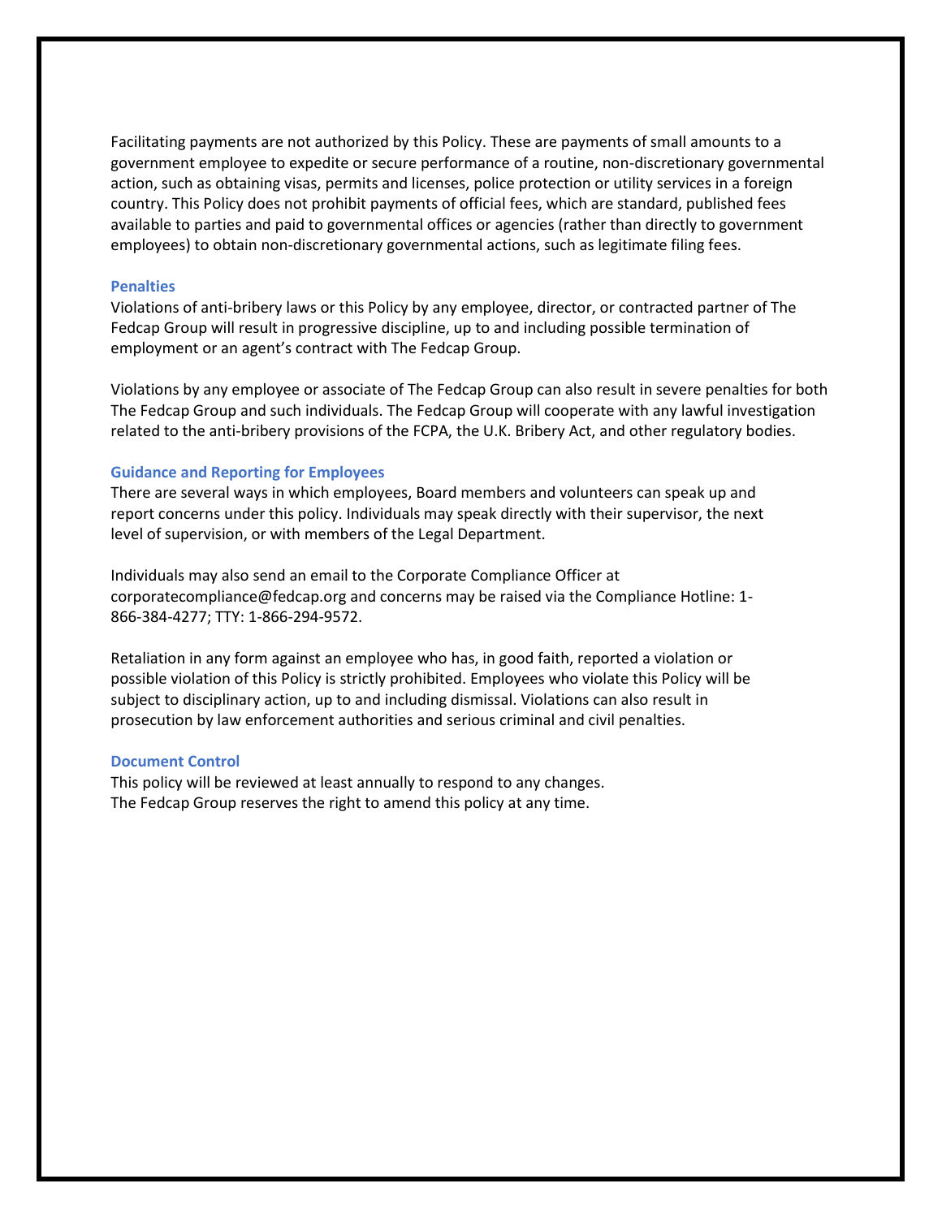Facilitating payments are not authorized by this Policy. These are payments of small amounts to a government employee to expedite or secure performance of a routine, non-discretionary governmental action, such as obtaining visas, permits and licenses, police protection or utility services in a foreign country. This Policy does not prohibit payments of official fees, which are standard, published fees available to parties and paid to governmental offices or agencies (rather than directly to government employees) to obtain non-discretionary governmental actions, such as legitimate filing fees.

### Penalties

Violations of anti-bribery laws or this Policy by any employee, director, or contracted partner of The Fedcap Group will result in progressive discipline, up to and including possible termination of employment or an agent's contract with The Fedcap Group.

Violations by any employee or associate of The Fedcap Group can also result in severe penalties for both The Fedcap Group and such individuals. The Fedcap Group will cooperate with any lawful investigation related to the anti-bribery provisions of the FCPA, the U.K. Bribery Act, and other regulatory bodies.

### Guidance and Reporting for Employees

There are several ways in which employees, Board members and volunteers can speak up and report concerns under this policy. Individuals may speak directly with their supervisor, the next level of supervision, or with members of the Legal Department.

Individuals may also send an email to the Corporate Compliance Officer at corporatecompliance@fedcap.org and concerns may be raised via the Compliance Hotline: 1-866-384-4277; TTY: 1-866-294-9572.

Retaliation in any form against an employee who has, in good faith, reported a violation or possible violation of this Policy is strictly prohibited. Employees who violate this Policy will be subject to disciplinary action, up to and including dismissal. Violations can also result in prosecution by law enforcement authorities and serious criminal and civil penalties.

### Document Control

This policy will be reviewed at least annually to respond to any changes.
The Fedcap Group reserves the right to amend this policy at any time.